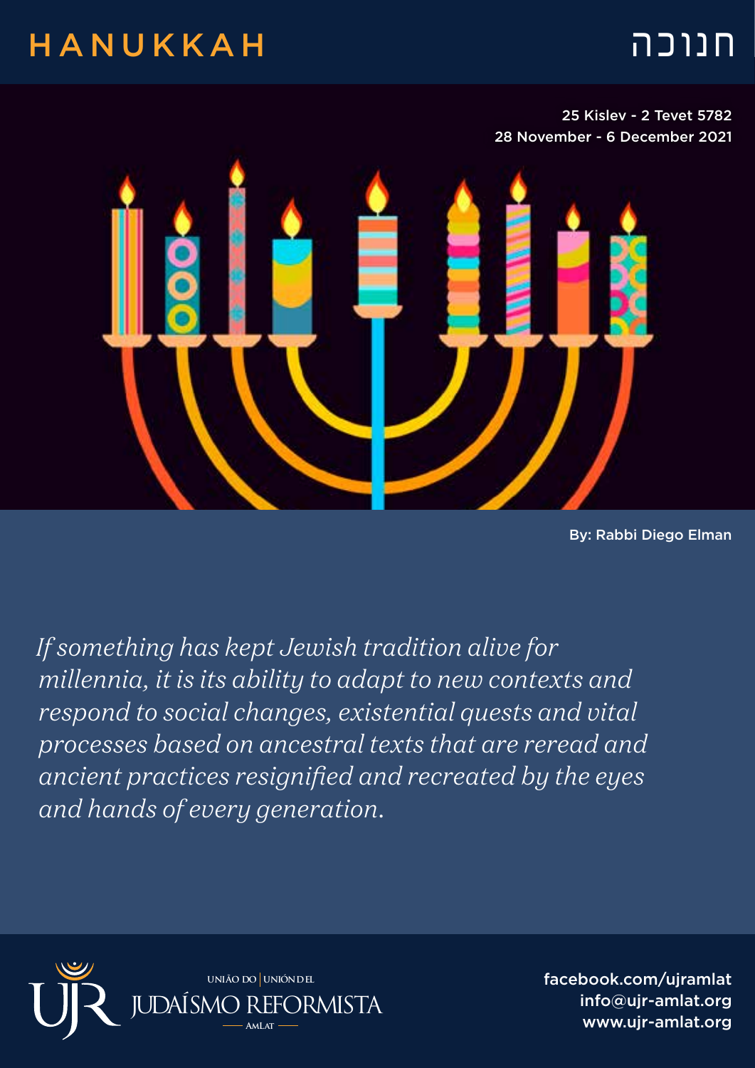# HANUKKAH

# חנוכה

25 Kislev - 2 Tevet 5782
28 November - 6 December 2021

By: Rabbi Diego Elman

*If something has kept Jewish tradition alive for millennia, it is its ability to adapt to new contexts and respond to social changes, existential quests and vital processes based on ancestral texts that are reread and ancient practices resignified and recreated by the eyes and hands of every generation.*

UNIÃO DO | UNIÓN DEL
JUDAÍSMO REFORMISTA
AMLAT

facebook.com/ujramlat
info@ujr-amlat.org
www.ujr-amlat.org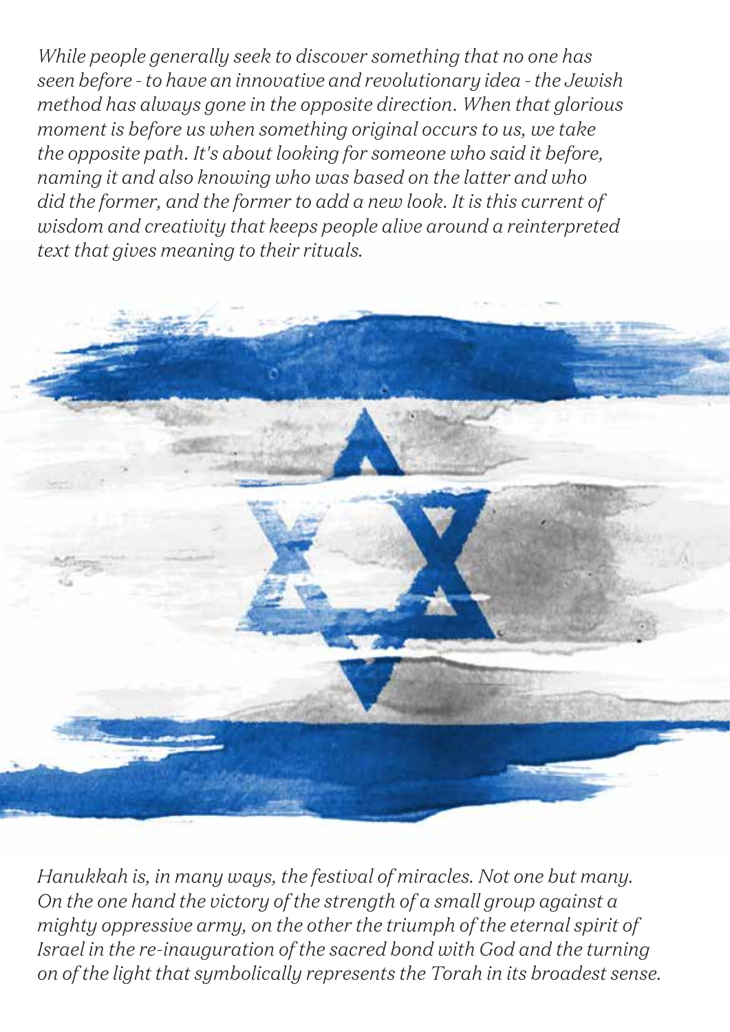*While people generally seek to discover something that no one has seen before - to have an innovative and revolutionary idea - the Jewish method has always gone in the opposite direction. When that glorious moment is before us when something original occurs to us, we take the opposite path. It's about looking for someone who said it before, naming it and also knowing who was based on the latter and who did the former, and the former to add a new look. It is this current of wisdom and creativity that keeps people alive around a reinterpreted text that gives meaning to their rituals.*

*Hanukkah is, in many ways, the festival of miracles. Not one but many. On the one hand the victory of the strength of a small group against a mighty oppressive army, on the other the triumph of the eternal spirit of Israel in the re-inauguration of the sacred bond with God and the turning on of the light that symbolically represents the Torah in its broadest sense.*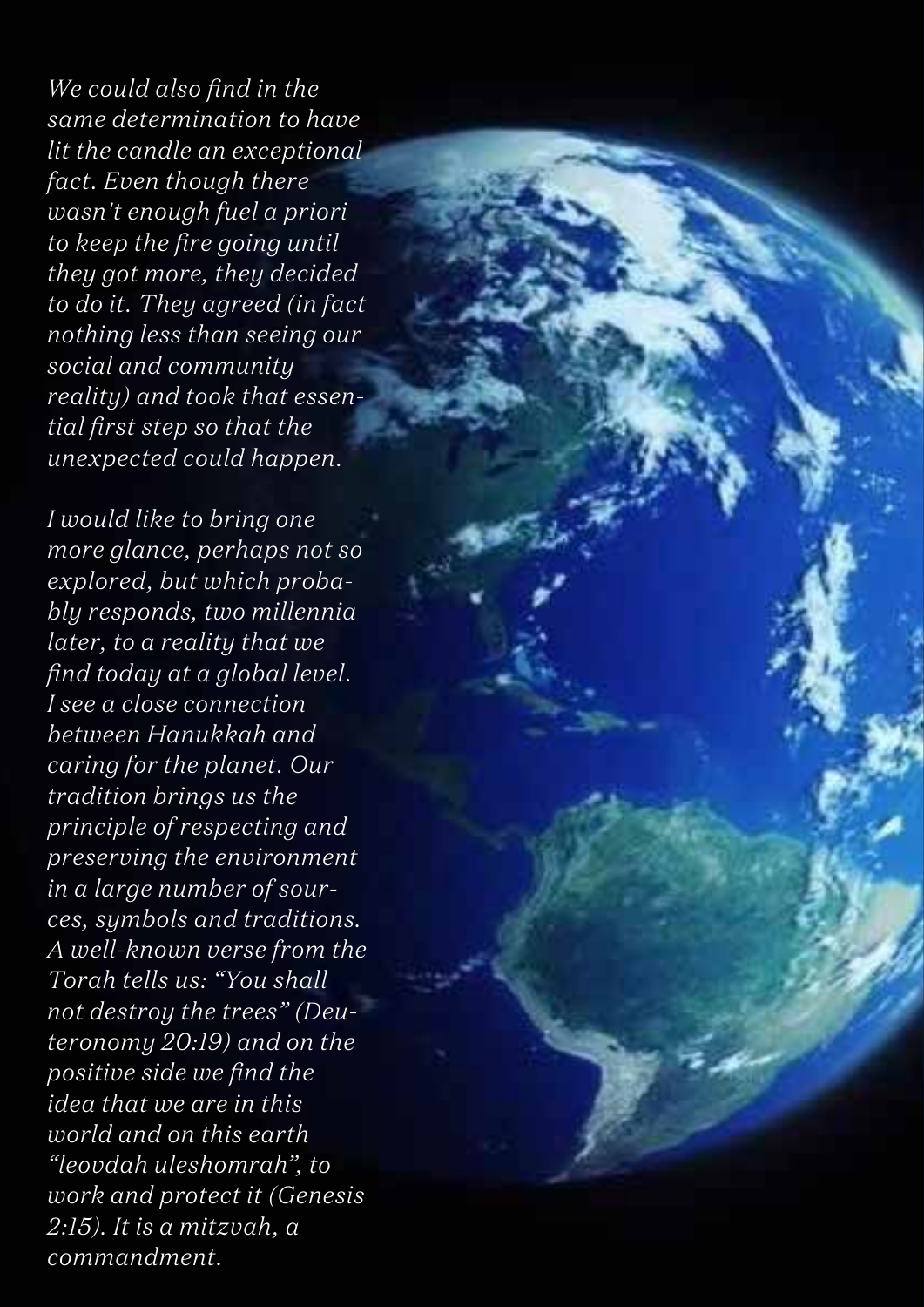*We could also find in the same determination to have lit the candle an exceptional fact. Even though there wasn't enough fuel a priori to keep the fire going until they got more, they decided to do it. They agreed (in fact nothing less than seeing our social and community reality) and took that essential first step so that the unexpected could happen.*

*I would like to bring one more glance, perhaps not so explored, but which probably responds, two millennia later, to a reality that we find today at a global level. I see a close connection between Hanukkah and caring for the planet. Our tradition brings us the principle of respecting and preserving the environment in a large number of sources, symbols and traditions. A well-known verse from the Torah tells us: "You shall not destroy the trees" (Deuteronomy 20:19) and on the positive side we find the idea that we are in this world and on this earth "leovdah uleshomrah", to work and protect it (Genesis 2:15). It is a mitzvah, a commandment.*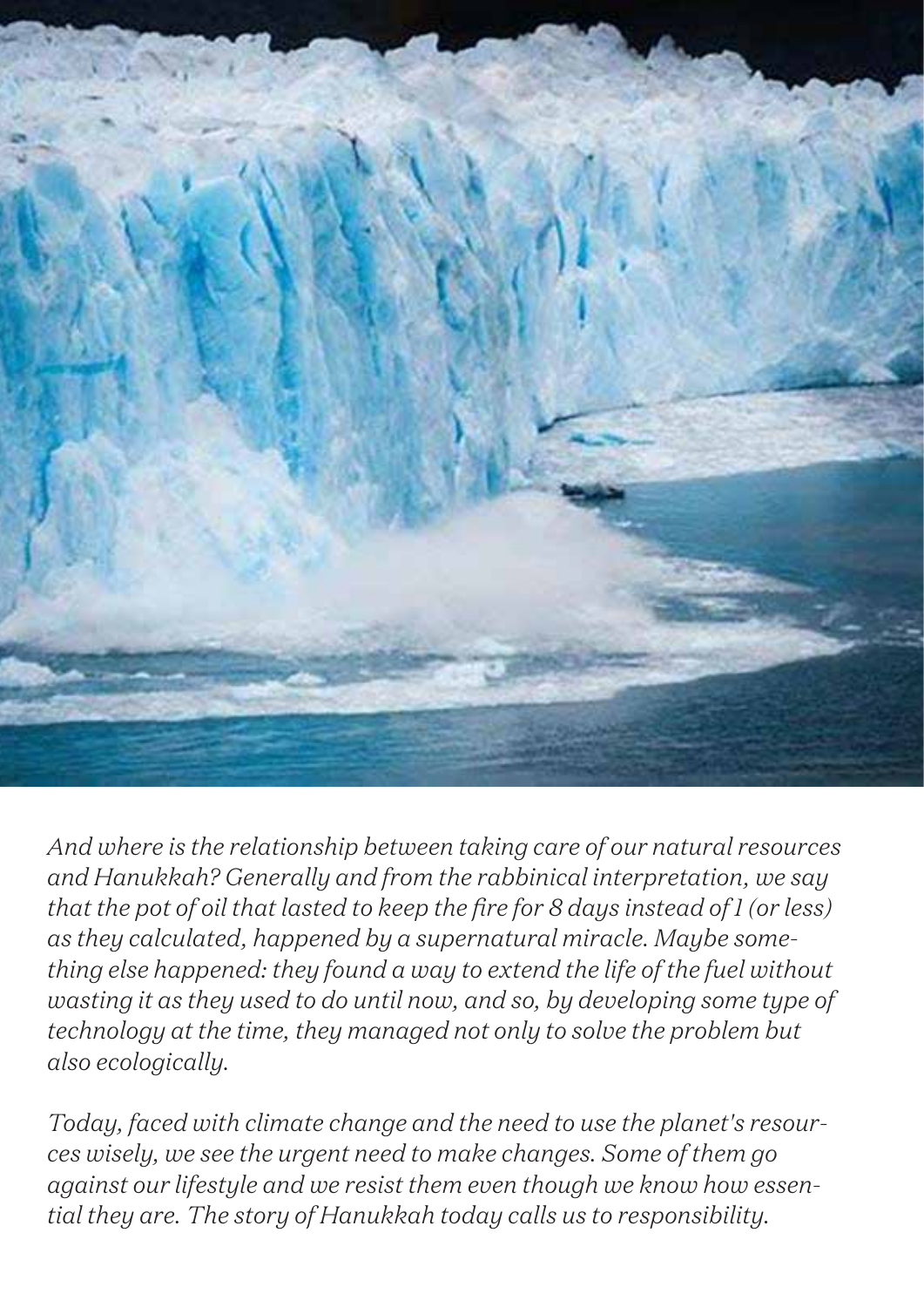*And where is the relationship between taking care of our natural resources and Hanukkah? Generally and from the rabbinical interpretation, we say that the pot of oil that lasted to keep the fire for 8 days instead of 1 (or less) as they calculated, happened by a supernatural miracle. Maybe something else happened: they found a way to extend the life of the fuel without wasting it as they used to do until now, and so, by developing some type of technology at the time, they managed not only to solve the problem but also ecologically.*

*Today, faced with climate change and the need to use the planet's resources wisely, we see the urgent need to make changes. Some of them go against our lifestyle and we resist them even though we know how essential they are. The story of Hanukkah today calls us to responsibility.*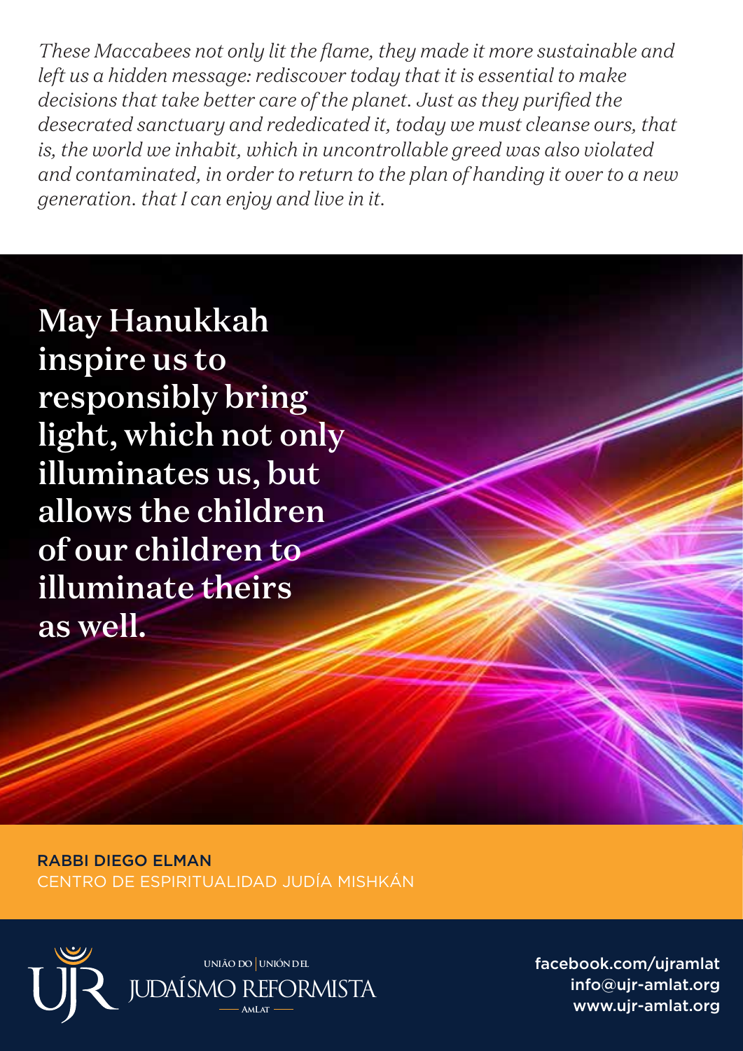*These Maccabees not only lit the flame, they made it more sustainable and left us a hidden message: rediscover today that it is essential to make decisions that take better care of the planet. Just as they purified the desecrated sanctuary and rededicated it, today we must cleanse ours, that is, the world we inhabit, which in uncontrollable greed was also violated and contaminated, in order to return to the plan of handing it over to a new generation. that I can enjoy and live in it.*

## May Hanukkah inspire us to responsibly bring light, which not only illuminates us, but allows the children of our children to illuminate theirs as well.

RABBI DIEGO ELMAN
CENTRO DE ESPIRITUALIDAD JUDÍA MISHKÁN

UNIÃO DO | UNIÓN DEL JUDAÍSMO REFORMISTA — AMLAT

facebook.com/ujramlat
info@ujr-amlat.org
www.ujr-amlat.org